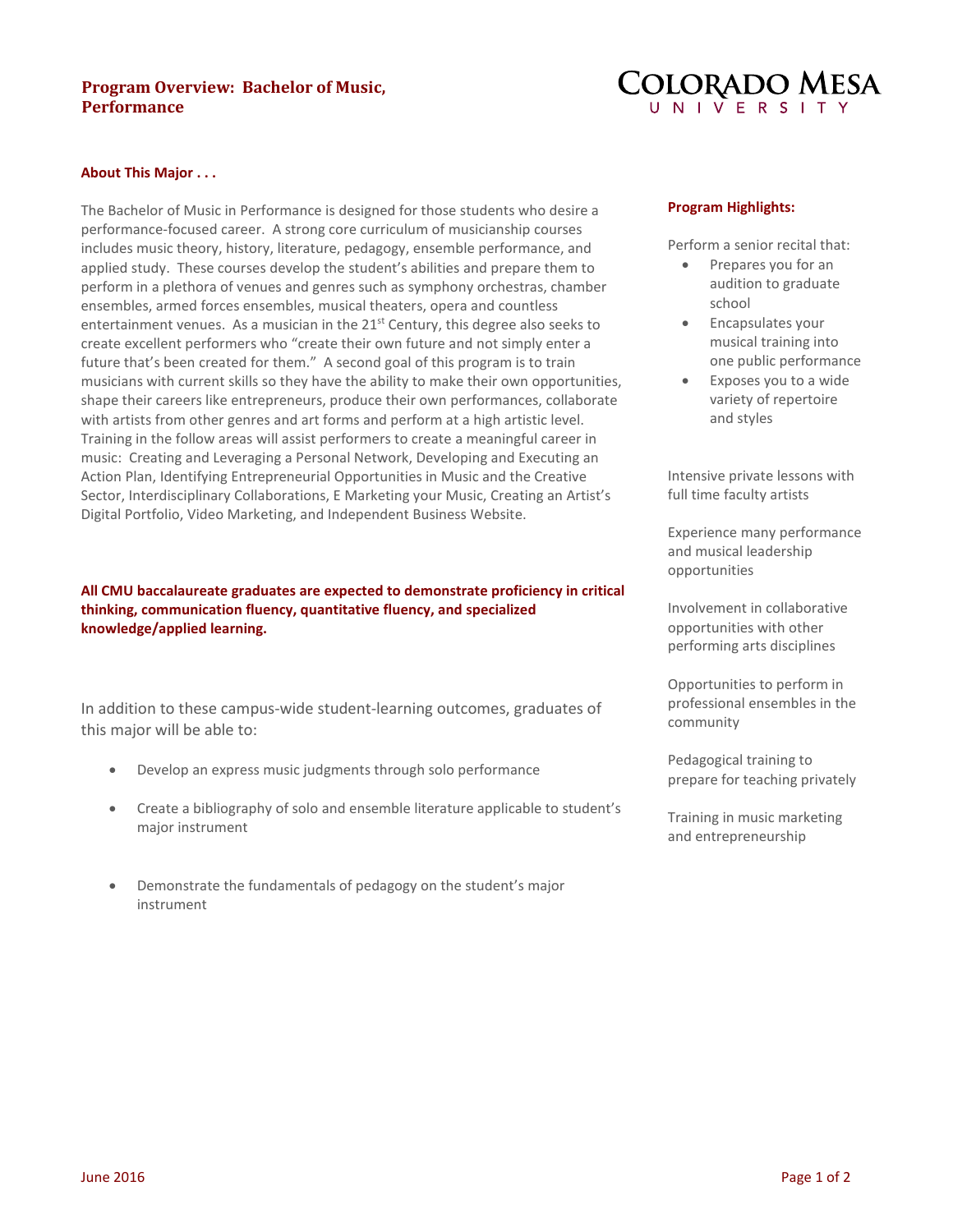# Program Overview: Bachelor of Music, Performance

COLORADO MESA UNIVERSITY

### About This Major . . .

The Bachelor of Music in Performance is designed for those students who desire a performance-focused career. A strong core curriculum of musicianship courses includes music theory, history, literature, pedagogy, ensemble performance, and applied study. These courses develop the student's abilities and prepare them to perform in a plethora of venues and genres such as symphony orchestras, chamber ensembles, armed forces ensembles, musical theaters, opera and countless entertainment venues. As a musician in the 21st Century, this degree also seeks to create excellent performers who "create their own future and not simply enter a future that's been created for them." A second goal of this program is to train musicians with current skills so they have the ability to make their own opportunities, shape their careers like entrepreneurs, produce their own performances, collaborate with artists from other genres and art forms and perform at a high artistic level. Training in the follow areas will assist performers to create a meaningful career in music: Creating and Leveraging a Personal Network, Developing and Executing an Action Plan, Identifying Entrepreneurial Opportunities in Music and the Creative Sector, Interdisciplinary Collaborations, E Marketing your Music, Creating an Artist's Digital Portfolio, Video Marketing, and Independent Business Website.

**All CMU baccalaureate graduates are expected to demonstrate proficiency in critical thinking, communication fluency, quantitative fluency, and specialized knowledge/applied learning.**

In addition to these campus-wide student-learning outcomes, graduates of this major will be able to:

- Develop an express music judgments through solo performance
- Create a bibliography of solo and ensemble literature applicable to student's major instrument
- Demonstrate the fundamentals of pedagogy on the student's major instrument

### Program Highlights:

Perform a senior recital that:

- Prepares you for an audition to graduate school
- Encapsulates your musical training into one public performance
- Exposes you to a wide variety of repertoire and styles

Intensive private lessons with full time faculty artists

Experience many performance and musical leadership opportunities

Involvement in collaborative opportunities with other performing arts disciplines

Opportunities to perform in professional ensembles in the community

Pedagogical training to prepare for teaching privately

Training in music marketing and entrepreneurship

June 2016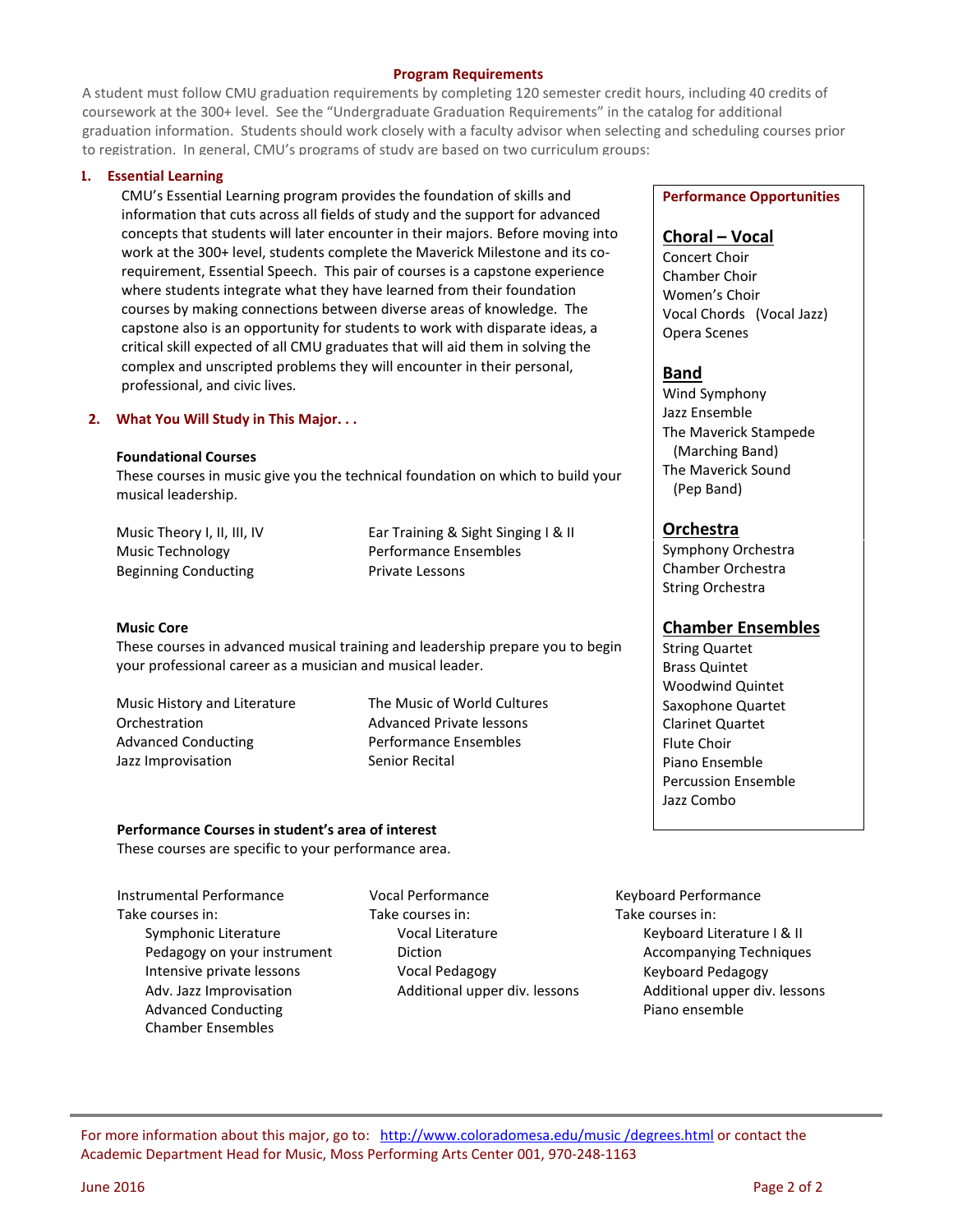## Program Requirements

A student must follow CMU graduation requirements by completing 120 semester credit hours, including 40 credits of coursework at the 300+ level. See the "Undergraduate Graduation Requirements" in the catalog for additional graduation information. Students should work closely with a faculty advisor when selecting and scheduling courses prior to registration. In general, CMU's programs of study are based on two curriculum groups:

### 1. Essential Learning

CMU's Essential Learning program provides the foundation of skills and information that cuts across all fields of study and the support for advanced concepts that students will later encounter in their majors. Before moving into work at the 300+ level, students complete the Maverick Milestone and its co-requirement, Essential Speech. This pair of courses is a capstone experience where students integrate what they have learned from their foundation courses by making connections between diverse areas of knowledge. The capstone also is an opportunity for students to work with disparate ideas, a critical skill expected of all CMU graduates that will aid them in solving the complex and unscripted problems they will encounter in their personal, professional, and civic lives.

### 2. What You Will Study in This Major. . .

**Foundational Courses**

These courses in music give you the technical foundation on which to build your musical leadership.

- Music Theory I, II, III, IV
- Music Technology
- Beginning Conducting
- Ear Training & Sight Singing I & II
- Performance Ensembles
- Private Lessons

**Music Core**

These courses in advanced musical training and leadership prepare you to begin your professional career as a musician and musical leader.

- Music History and Literature
- Orchestration
- Advanced Conducting
- Jazz Improvisation
- The Music of World Cultures
- Advanced Private lessons
- Performance Ensembles
- Senior Recital

**Performance Courses in student's area of interest**

These courses are specific to your performance area.

Instrumental Performance
Take courses in:
- Symphonic Literature
- Pedagogy on your instrument
- Intensive private lessons
- Adv. Jazz Improvisation
- Advanced Conducting
- Chamber Ensembles

Vocal Performance
Take courses in:
- Vocal Literature
- Diction
- Vocal Pedagogy
- Additional upper div. lessons

Keyboard Performance
Take courses in:
- Keyboard Literature I & II
- Accompanying Techniques
- Keyboard Pedagogy
- Additional upper div. lessons
- Piano ensemble

---

**Performance Opportunities**

**Choral – Vocal**
- Concert Choir
- Chamber Choir
- Women's Choir
- Vocal Chords (Vocal Jazz)
- Opera Scenes

**Band**
- Wind Symphony
- Jazz Ensemble
- The Maverick Stampede (Marching Band)
- The Maverick Sound (Pep Band)

**Orchestra**
- Symphony Orchestra
- Chamber Orchestra
- String Orchestra

**Chamber Ensembles**
- String Quartet
- Brass Quintet
- Woodwind Quintet
- Saxophone Quartet
- Clarinet Quartet
- Flute Choir
- Piano Ensemble
- Percussion Ensemble
- Jazz Combo

---

For more information about this major, go to: http://www.coloradomesa.edu/music /degrees.html or contact the Academic Department Head for Music, Moss Performing Arts Center 001, 970-248-1163

June 2016